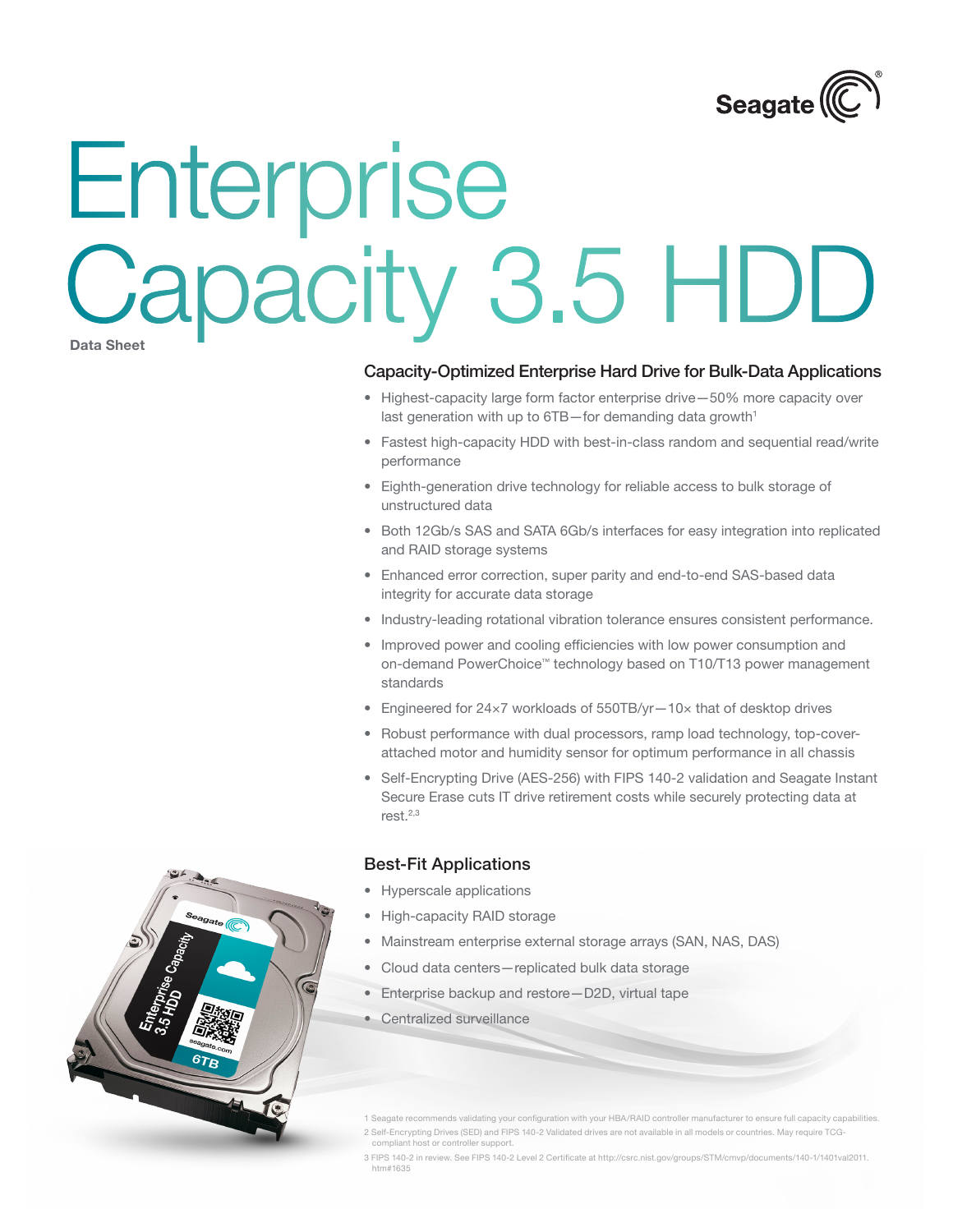# Enterprise Capacity 3.5 HDD

**Data Sheet**

## Capacity-Optimized Enterprise Hard Drive for Bulk-Data Applications

- Highest-capacity large form factor enterprise drive—50% more capacity over last generation with up to 6TB—for demanding data growth[1]
- Fastest high-capacity HDD with best-in-class random and sequential read/write performance
- Eighth-generation drive technology for reliable access to bulk storage of unstructured data
- Both 12Gb/s SAS and SATA 6Gb/s interfaces for easy integration into replicated and RAID storage systems
- Enhanced error correction, super parity and end-to-end SAS-based data integrity for accurate data storage
- Industry-leading rotational vibration tolerance ensures consistent performance.
- Improved power and cooling efficiencies with low power consumption and on-demand PowerChoice™ technology based on T10/T13 power management standards
- Engineered for 24×7 workloads of 550TB/yr—10× that of desktop drives
- Robust performance with dual processors, ramp load technology, top-cover-attached motor and humidity sensor for optimum performance in all chassis
- Self-Encrypting Drive (AES-256) with FIPS 140-2 validation and Seagate Instant Secure Erase cuts IT drive retirement costs while securely protecting data at rest.[2,3]

## Best-Fit Applications

- Hyperscale applications
- High-capacity RAID storage
- Mainstream enterprise external storage arrays (SAN, NAS, DAS)
- Cloud data centers—replicated bulk data storage
- Enterprise backup and restore—D2D, virtual tape
- Centralized surveillance

1 Seagate recommends validating your configuration with your HBA/RAID controller manufacturer to ensure full capacity capabilities.

2 Self-Encrypting Drives (SED) and FIPS 140-2 Validated drives are not available in all models or countries. May require TCG-compliant host or controller support.

3 FIPS 140-2 in review. See FIPS 140-2 Level 2 Certificate at http://csrc.nist.gov/groups/STM/cmvp/documents/140-1/1401val2011.htm#1635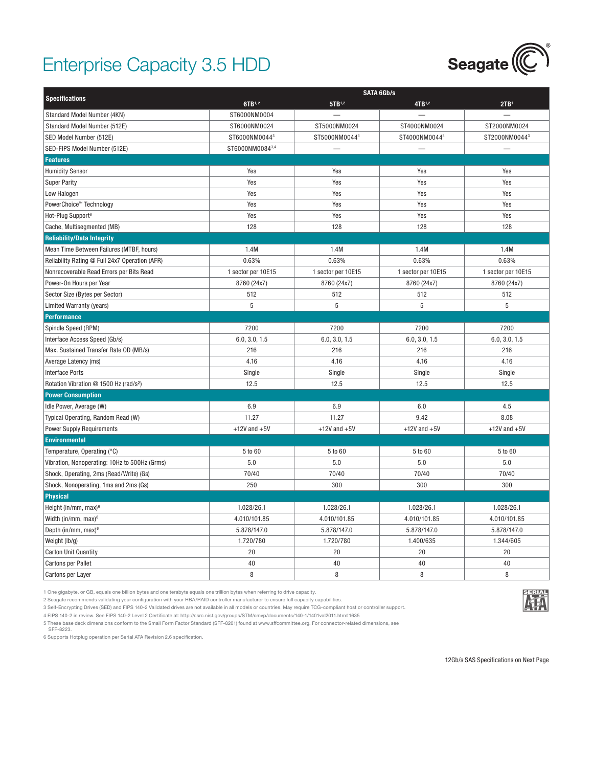# Enterprise Capacity 3.5 HDD

| Specifications | SATA 6Gb/s | | | |
|---|---|---|---|---|
| | 6TB[1,2] | 5TB[1,2] | 4TB[1,2] | 2TB[1] |
| Standard Model Number (4KN) | ST6000NM0004 | — | — | — |
| Standard Model Number (512E) | ST6000NM0024 | ST5000NM0024 | ST4000NM0024 | ST2000NM0024 |
| SED Model Number (512E) | ST6000NM0044[3] | ST5000NM0044[3] | ST4000NM0044[3] | ST2000NM0044[3] |
| SED-FIPS Model Number (512E) | ST6000NM0084[3,4] | — | — | — |
| **Features** | | | | |
| Humidity Sensor | Yes | Yes | Yes | Yes |
| Super Parity | Yes | Yes | Yes | Yes |
| Low Halogen | Yes | Yes | Yes | Yes |
| PowerChoice™ Technology | Yes | Yes | Yes | Yes |
| Hot-Plug Support[6] | Yes | Yes | Yes | Yes |
| Cache, Multisegmented (MB) | 128 | 128 | 128 | 128 |
| **Reliability/Data Integrity** | | | | |
| Mean Time Between Failures (MTBF, hours) | 1.4M | 1.4M | 1.4M | 1.4M |
| Reliability Rating @ Full 24x7 Operation (AFR) | 0.63% | 0.63% | 0.63% | 0.63% |
| Nonrecoverable Read Errors per Bits Read | 1 sector per 10E15 | 1 sector per 10E15 | 1 sector per 10E15 | 1 sector per 10E15 |
| Power-On Hours per Year | 8760 (24x7) | 8760 (24x7) | 8760 (24x7) | 8760 (24x7) |
| Sector Size (Bytes per Sector) | 512 | 512 | 512 | 512 |
| Limited Warranty (years) | 5 | 5 | 5 | 5 |
| **Performance** | | | | |
| Spindle Speed (RPM) | 7200 | 7200 | 7200 | 7200 |
| Interface Access Speed (Gb/s) | 6.0, 3.0, 1.5 | 6.0, 3.0, 1.5 | 6.0, 3.0, 1.5 | 6.0, 3.0, 1.5 |
| Max. Sustained Transfer Rate OD (MB/s) | 216 | 216 | 216 | 216 |
| Average Latency (ms) | 4.16 | 4.16 | 4.16 | 4.16 |
| Interface Ports | Single | Single | Single | Single |
| Rotation Vibration @ 1500 Hz (rad/s²) | 12.5 | 12.5 | 12.5 | 12.5 |
| **Power Consumption** | | | | |
| Idle Power, Average (W) | 6.9 | 6.9 | 6.0 | 4.5 |
| Typical Operating, Random Read (W) | 11.27 | 11.27 | 9.42 | 8.08 |
| Power Supply Requirements | +12V and +5V | +12V and +5V | +12V and +5V | +12V and +5V |
| **Environmental** | | | | |
| Temperature, Operating (°C) | 5 to 60 | 5 to 60 | 5 to 60 | 5 to 60 |
| Vibration, Nonoperating: 10Hz to 500Hz (Grms) | 5.0 | 5.0 | 5.0 | 5.0 |
| Shock, Operating, 2ms (Read/Write) (Gs) | 70/40 | 70/40 | 70/40 | 70/40 |
| Shock, Nonoperating, 1ms and 2ms (Gs) | 250 | 300 | 300 | 300 |
| **Physical** | | | | |
| Height (in/mm, max)[6] | 1.028/26.1 | 1.028/26.1 | 1.028/26.1 | 1.028/26.1 |
| Width (in/mm, max)[6] | 4.010/101.85 | 4.010/101.85 | 4.010/101.85 | 4.010/101.85 |
| Depth (in/mm, max)[6] | 5.878/147.0 | 5.878/147.0 | 5.878/147.0 | 5.878/147.0 |
| Weight (lb/g) | 1.720/780 | 1.720/780 | 1.400/635 | 1.344/605 |
| Carton Unit Quantity | 20 | 20 | 20 | 20 |
| Cartons per Pallet | 40 | 40 | 40 | 40 |
| Cartons per Layer | 8 | 8 | 8 | 8 |

1 One gigabyte, or GB, equals one billion bytes and one terabyte equals one trillion bytes when referring to drive capacity.
2 Seagate recommends validating your configuration with your HBA/RAID controller manufacturer to ensure full capacity capabilities.
3 Self-Encrypting Drives (SED) and FIPS 140-2 Validated drives are not available in all models or countries. May require TCG-compliant host or controller support.
4 FIPS 140-2 in review. See FIPS 140-2 Level 2 Certificate at: http://csrc.nist.gov/groups/STM/cmvp/documents/140-1/1401val2011.htm#1635
5 These base deck dimensions conform to the Small Form Factor Standard (SFF-8201) found at www.sffcommittee.org. For connector-related dimensions, see SFF-8223.
6 Supports Hotplug operation per Serial ATA Revision 2.6 specification.

12Gb/s SAS Specifications on Next Page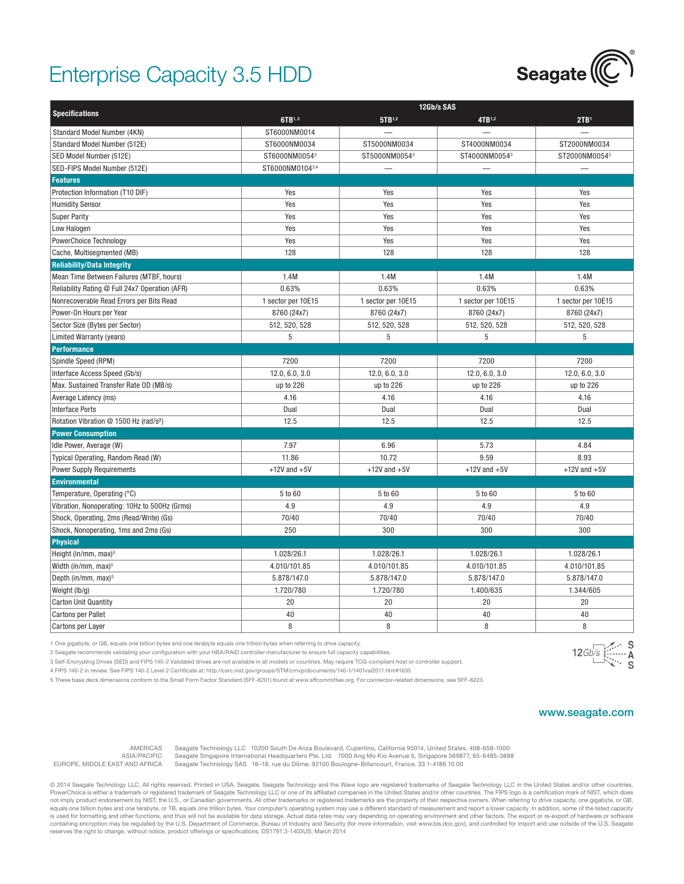# Enterprise Capacity 3.5 HDD

| Specifications | 12Gb/s SAS | | | |
|---|---|---|---|---|
| | 6TB[1,2] | 5TB[1,2] | 4TB[1,2] | 2TB[1] |
| Standard Model Number (4KN) | ST6000NM0014 | — | — | — |
| Standard Model Number (512E) | ST6000NM0034 | ST5000NM0034 | ST4000NM0034 | ST2000NM0034 |
| SED Model Number (512E) | ST6000NM0054[3] | ST5000NM0054[3] | ST4000NM0054[3] | ST2000NM0054[3] |
| SED-FIPS Model Number (512E) | ST6000NM0104[3,4] | — | — | — |
| **Features** | | | | |
| Protection Information (T10 DIF) | Yes | Yes | Yes | Yes |
| Humidity Sensor | Yes | Yes | Yes | Yes |
| Super Parity | Yes | Yes | Yes | Yes |
| Low Halogen | Yes | Yes | Yes | Yes |
| PowerChoice Technology | Yes | Yes | Yes | Yes |
| Cache, Multisegmented (MB) | 128 | 128 | 128 | 128 |
| **Reliability/Data Integrity** | | | | |
| Mean Time Between Failures (MTBF, hours) | 1.4M | 1.4M | 1.4M | 1.4M |
| Reliability Rating @ Full 24x7 Operation (AFR) | 0.63% | 0.63% | 0.63% | 0.63% |
| Nonrecoverable Read Errors per Bits Read | 1 sector per 10E15 | 1 sector per 10E15 | 1 sector per 10E15 | 1 sector per 10E15 |
| Power-On Hours per Year | 8760 (24x7) | 8760 (24x7) | 8760 (24x7) | 8760 (24x7) |
| Sector Size (Bytes per Sector) | 512, 520, 528 | 512, 520, 528 | 512, 520, 528 | 512, 520, 528 |
| Limited Warranty (years) | 5 | 5 | 5 | 5 |
| **Performance** | | | | |
| Spindle Speed (RPM) | 7200 | 7200 | 7200 | 7200 |
| Interface Access Speed (Gb/s) | 12.0, 6.0, 3.0 | 12.0, 6.0, 3.0 | 12.0, 6.0, 3.0 | 12.0, 6.0, 3.0 |
| Max. Sustained Transfer Rate OD (MB/s) | up to 226 | up to 226 | up to 226 | up to 226 |
| Average Latency (ms) | 4.16 | 4.16 | 4.16 | 4.16 |
| Interface Ports | Dual | Dual | Dual | Dual |
| Rotation Vibration @ 1500 Hz (rad/s²) | 12.5 | 12.5 | 12.5 | 12.5 |
| **Power Consumption** | | | | |
| Idle Power, Average (W) | 7.97 | 6.96 | 5.73 | 4.84 |
| Typical Operating, Random Read (W) | 11.86 | 10.72 | 9.59 | 8.93 |
| Power Supply Requirements | +12V and +5V | +12V and +5V | +12V and +5V | +12V and +5V |
| **Environmental** | | | | |
| Temperature, Operating (°C) | 5 to 60 | 5 to 60 | 5 to 60 | 5 to 60 |
| Vibration, Nonoperating: 10Hz to 500Hz (Grms) | 4.9 | 4.9 | 4.9 | 4.9 |
| Shock, Operating, 2ms (Read/Write) (Gs) | 70/40 | 70/40 | 70/40 | 70/40 |
| Shock, Nonoperating, 1ms and 2ms (Gs) | 250 | 300 | 300 | 300 |
| **Physical** | | | | |
| Height (in/mm, max)[5] | 1.028/26.1 | 1.028/26.1 | 1.028/26.1 | 1.028/26.1 |
| Width (in/mm, max)[5] | 4.010/101.85 | 4.010/101.85 | 4.010/101.85 | 4.010/101.85 |
| Depth (in/mm, max)[5] | 5.878/147.0 | 5.878/147.0 | 5.878/147.0 | 5.878/147.0 |
| Weight (lb/g) | 1.720/780 | 1.720/780 | 1.400/635 | 1.344/605 |
| Carton Unit Quantity | 20 | 20 | 20 | 20 |
| Cartons per Pallet | 40 | 40 | 40 | 40 |
| Cartons per Layer | 8 | 8 | 8 | 8 |

1 One gigabyte, or GB, equals one billion bytes and one terabyte equals one trillion bytes when referring to drive capacity.

2 Seagate recommends validating your configuration with your HBA/RAID controller manufacturer to ensure full capacity capabilities.

3 Self-Encrypting Drives (SED) and FIPS 140-2 Validated drives are not available in all models or countries. May require TCG-compliant host or controller support.

4 FIPS 140-2 in review. See FIPS 140-2 Level 2 Certificate at: http://csrc.nist.gov/groups/STM/cmvp/documents/140-1/1401val2011.htm#1635

5 These base deck dimensions conform to the Small Form Factor Standard (SFF-8201) found at www.sffcommittee.org. For connector-related dimensions, see SFF-8223.

12Gb/s SAS

www.seagate.com

AMERICAS Seagate Technology LLC 10200 South De Anza Boulevard, Cupertino, California 95014, United States, 408-658-1000
ASIA/PACIFIC Seagate Singapore International Headquarters Pte. Ltd. 7000 Ang Mo Kio Avenue 5, Singapore 569877, 65-6485-3888
EUROPE, MIDDLE EAST AND AFRICA Seagate Technology SAS 16–18, rue du Dôme, 92100 Boulogne-Billancourt, France, 33 1-4186 10 00

© 2014 Seagate Technology LLC. All rights reserved. Printed in USA. Seagate, Seagate Technology and the Wave logo are registered trademarks of Seagate Technology LLC in the United States and/or other countries. PowerChoice is either a trademark or registered trademark of Seagate Technology LLC or one of its affiliated companies in the United States and/or other countries. The FIPS logo is a certification mark of NIST, which does not imply product endorsement by NIST, the U.S., or Canadian governments. All other trademarks or registered trademarks are the property of their respective owners. When referring to drive capacity, one gigabyte, or GB, equals one billion bytes and one terabyte, or TB, equals one trillion bytes. Your computer's operating system may use a different standard of measurement and report a lower capacity. In addition, some of the listed capacity is used for formatting and other functions, and thus will not be available for data storage. Actual data rates may vary depending on operating environment and other factors. The export or re-export of hardware or software containing encryption may be regulated by the U.S. Department of Commerce, Bureau of Industry and Security (for more information, visit www.bis.doc.gov), and controlled for import and use outside of the U.S. Seagate reserves the right to change, without notice, product offerings or specifications. DS1791.3-1403US, March 2014